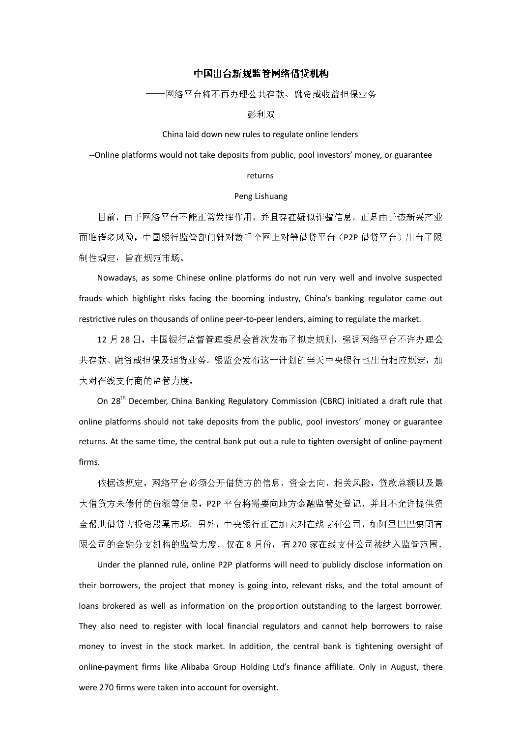# 中国出台新规监管网络借贷机构

——网络平台将不再办理公共存款、融资或收益担保业务

彭利双

China laid down new rules to regulate online lenders

--Online platforms would not take deposits from public, pool investors' money, or guarantee returns

Peng Lishuang

目前，由于网络平台不能正常发挥作用，并且存在疑似诈骗信息。正是由于该新兴产业面临诸多风险，中国银行监管部门针对数千个网上对等借贷平台（P2P 借贷平台）出台了限制性规定，旨在规范市场。

Nowadays, as some Chinese online platforms do not run very well and involve suspected frauds which highlight risks facing the booming industry, China's banking regulator came out restrictive rules on thousands of online peer-to-peer lenders, aiming to regulate the market.

12 月 28 日，中国银行监督管理委员会首次发布了拟定规则，强调网络平台不许办理公共存款、融资或担保及退货业务。银监会发布这一计划的当天中央银行也出台相应规定，加大对在线支付商的监管力度。

On 28th December, China Banking Regulatory Commission (CBRC) initiated a draft rule that online platforms should not take deposits from the public, pool investors' money or guarantee returns. At the same time, the central bank put out a rule to tighten oversight of online-payment firms.

依据该规定，网络平台必须公开借贷方的信息，资金去向，相关风险，贷款总额以及最大借贷方未偿付的份额等信息，P2P 平台将需要向地方金融监管处登记，并且不允许提供资金帮助借贷方投资股票市场。另外，中央银行正在加大对在线支付公司，如阿里巴巴集团有限公司的金融分支机构的监管力度。仅在 8 月份，有 270 家在线支付公司被纳入监管范围。

Under the planned rule, online P2P platforms will need to publicly disclose information on their borrowers, the project that money is going into, relevant risks, and the total amount of loans brokered as well as information on the proportion outstanding to the largest borrower. They also need to register with local financial regulators and cannot help borrowers to raise money to invest in the stock market. In addition, the central bank is tightening oversight of online-payment firms like Alibaba Group Holding Ltd's finance affiliate. Only in August, there were 270 firms were taken into account for oversight.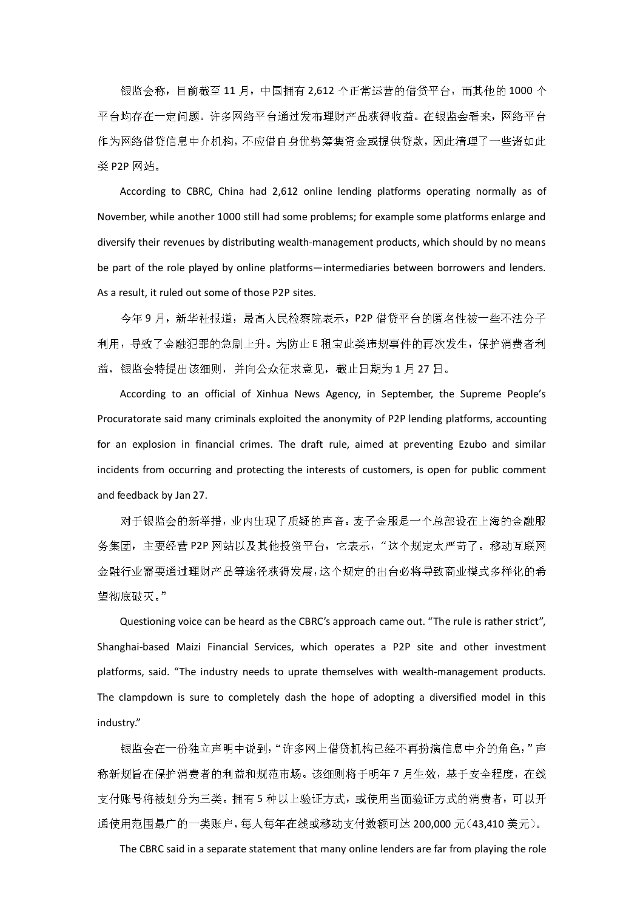银监会称，目前截至 11 月，中国拥有 2,612 个正常运营的借贷平台，而其他的 1000 个平台均存在一定问题。许多网络平台通过发布理财产品获得收益。在银监会看来，网络平台作为网络借贷信息中介机构，不应借自身优势筹集资金或提供贷款，因此清理了一些诸如此类 P2P 网站。

According to CBRC, China had 2,612 online lending platforms operating normally as of November, while another 1000 still had some problems; for example some platforms enlarge and diversify their revenues by distributing wealth-management products, which should by no means be part of the role played by online platforms—intermediaries between borrowers and lenders. As a result, it ruled out some of those P2P sites.

今年 9 月，新华社报道，最高人民检察院表示，P2P 借贷平台的匿名性被一些不法分子利用，导致了金融犯罪的急剧上升。为防止 E 租宝此类违规事件的再次发生，保护消费者利益，银监会特提出该细则，并向公众征求意见，截止日期为 1 月 27 日。

According to an official of Xinhua News Agency, in September, the Supreme People's Procuratorate said many criminals exploited the anonymity of P2P lending platforms, accounting for an explosion in financial crimes. The draft rule, aimed at preventing Ezubo and similar incidents from occurring and protecting the interests of customers, is open for public comment and feedback by Jan 27.

对于银监会的新举措，业内出现了质疑的声音。麦子金服是一个总部设在上海的金融服务集团，主要经营 P2P 网站以及其他投资平台，它表示，"这个规定太严苛了。移动互联网金融行业需要通过理财产品等途径获得发展，这个规定的出台必将导致商业模式多样化的希望彻底破灭。"

Questioning voice can be heard as the CBRC's approach came out. "The rule is rather strict", Shanghai-based Maizi Financial Services, which operates a P2P site and other investment platforms, said. "The industry needs to uprate themselves with wealth-management products. The clampdown is sure to completely dash the hope of adopting a diversified model in this industry."

银监会在一份独立声明中说到，"许多网上借贷机构已经不再扮演信息中介的角色，"声称新规旨在保护消费者的利益和规范市场。该细则将于明年 7 月生效，基于安全程度，在线支付账号将被划分为三类。拥有 5 种以上验证方式，或使用当面验证方式的消费者，可以开通使用范围最广的一类账户，每人每年在线或移动支付数额可达 200,000 元（43,410 美元）。

The CBRC said in a separate statement that many online lenders are far from playing the role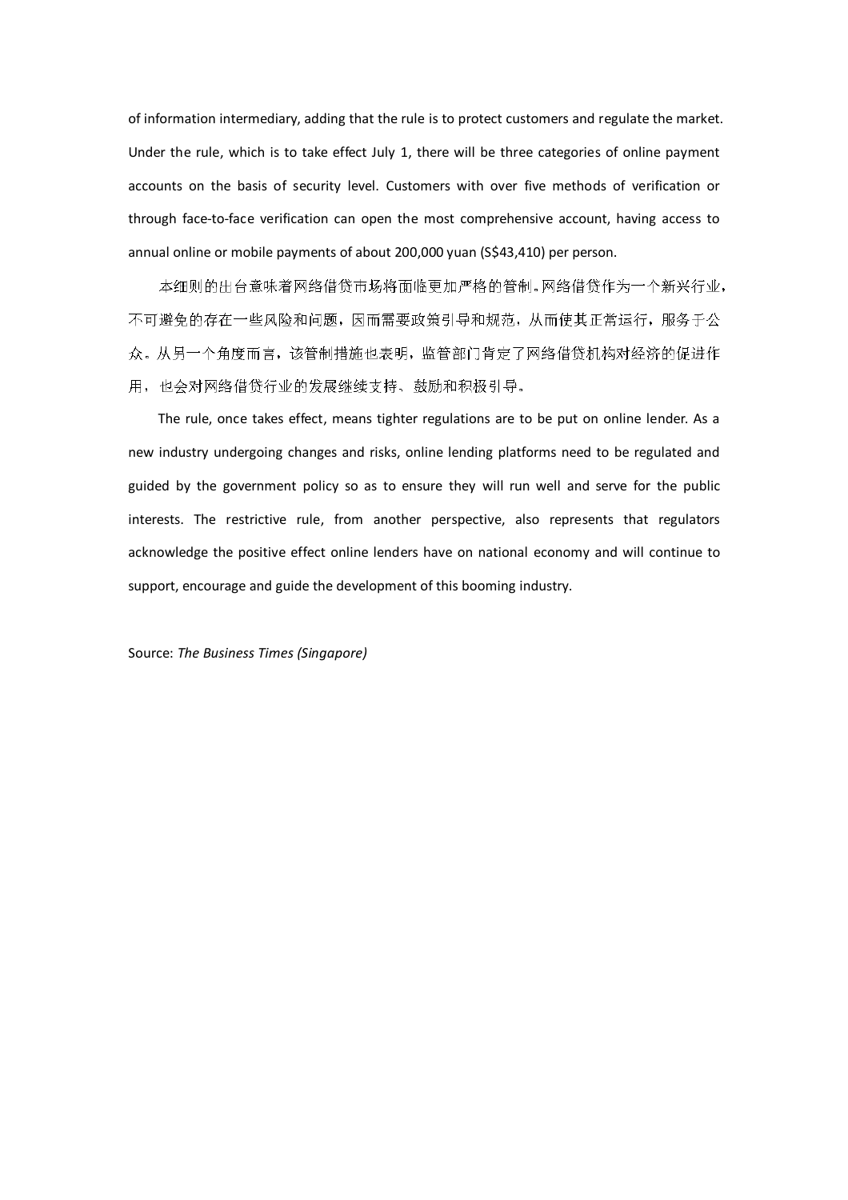of information intermediary, adding that the rule is to protect customers and regulate the market. Under the rule, which is to take effect July 1, there will be three categories of online payment accounts on the basis of security level. Customers with over five methods of verification or through face-to-face verification can open the most comprehensive account, having access to annual online or mobile payments of about 200,000 yuan (S$43,410) per person.

本细则的出台意味着网络借贷市场将面临更加严格的管制。网络借贷作为一个新兴行业，不可避免的存在一些风险和问题，因而需要政策引导和规范，从而使其正常运行，服务于公众。从另一个角度而言，该管制措施也表明，监管部门肯定了网络借贷机构对经济的促进作用，也会对网络借贷行业的发展继续支持、鼓励和积极引导。

The rule, once takes effect, means tighter regulations are to be put on online lender. As a new industry undergoing changes and risks, online lending platforms need to be regulated and guided by the government policy so as to ensure they will run well and serve for the public interests. The restrictive rule, from another perspective, also represents that regulators acknowledge the positive effect online lenders have on national economy and will continue to support, encourage and guide the development of this booming industry.

Source: *The Business Times (Singapore)*